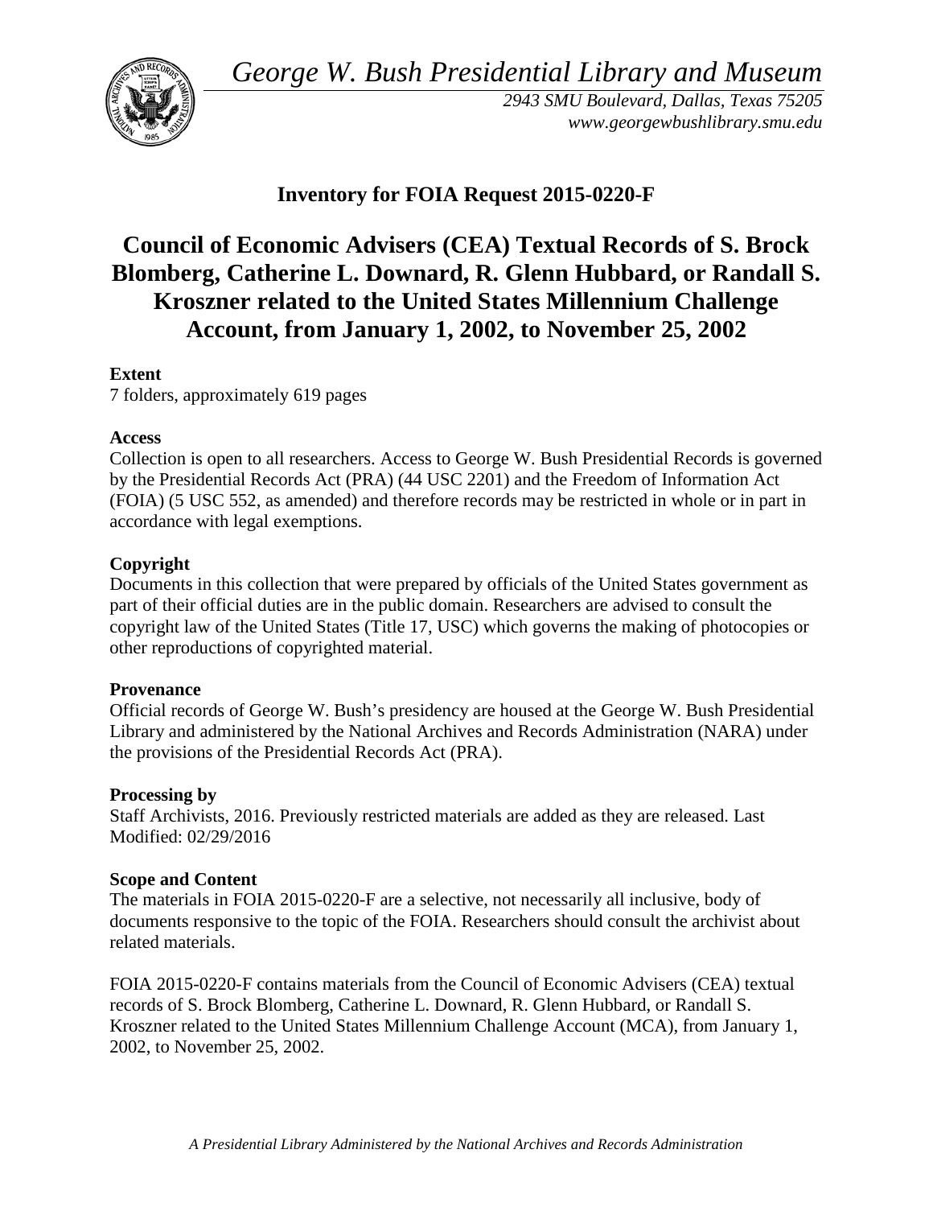*George W. Bush Presidential Library and Museum*

*2943 SMU Boulevard, Dallas, Texas 75205*
*www.georgewbushlibrary.smu.edu*

## Inventory for FOIA Request 2015-0220-F

# Council of Economic Advisers (CEA) Textual Records of S. Brock Blomberg, Catherine L. Downard, R. Glenn Hubbard, or Randall S. Kroszner related to the United States Millennium Challenge Account, from January 1, 2002, to November 25, 2002

**Extent**
7 folders, approximately 619 pages

**Access**
Collection is open to all researchers. Access to George W. Bush Presidential Records is governed by the Presidential Records Act (PRA) (44 USC 2201) and the Freedom of Information Act (FOIA) (5 USC 552, as amended) and therefore records may be restricted in whole or in part in accordance with legal exemptions.

**Copyright**
Documents in this collection that were prepared by officials of the United States government as part of their official duties are in the public domain. Researchers are advised to consult the copyright law of the United States (Title 17, USC) which governs the making of photocopies or other reproductions of copyrighted material.

**Provenance**
Official records of George W. Bush's presidency are housed at the George W. Bush Presidential Library and administered by the National Archives and Records Administration (NARA) under the provisions of the Presidential Records Act (PRA).

**Processing by**
Staff Archivists, 2016. Previously restricted materials are added as they are released. Last Modified: 02/29/2016

**Scope and Content**
The materials in FOIA 2015-0220-F are a selective, not necessarily all inclusive, body of documents responsive to the topic of the FOIA. Researchers should consult the archivist about related materials.

FOIA 2015-0220-F contains materials from the Council of Economic Advisers (CEA) textual records of S. Brock Blomberg, Catherine L. Downard, R. Glenn Hubbard, or Randall S. Kroszner related to the United States Millennium Challenge Account (MCA), from January 1, 2002, to November 25, 2002.

*A Presidential Library Administered by the National Archives and Records Administration*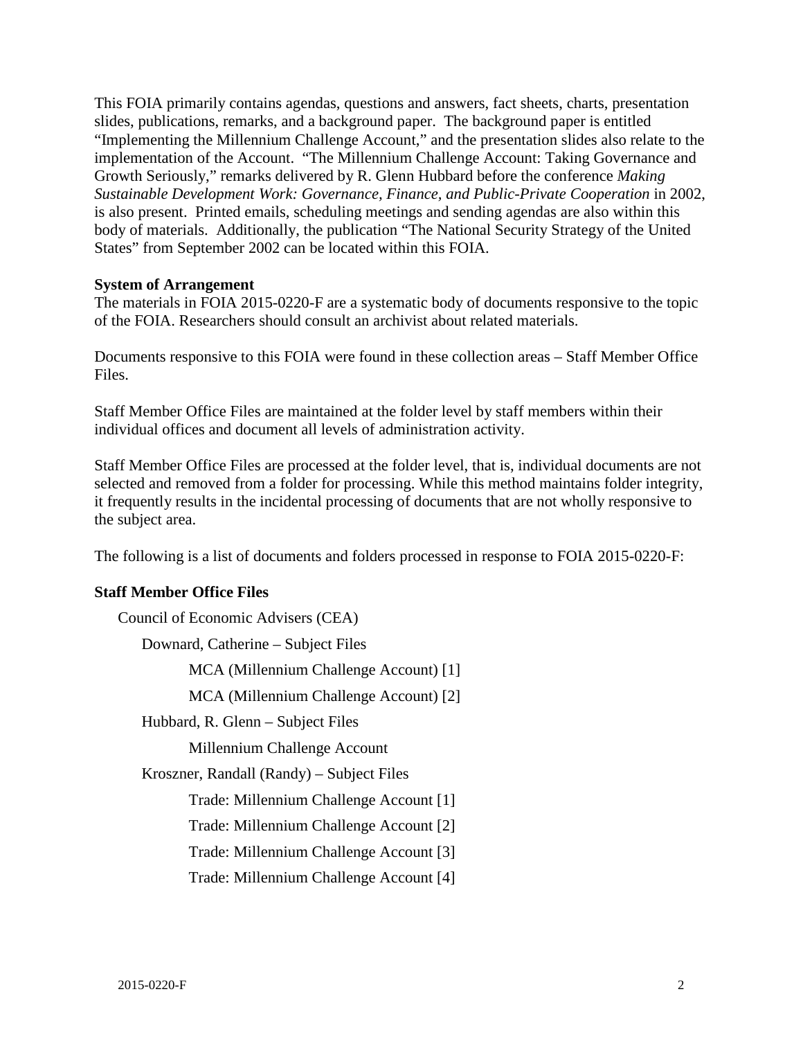This FOIA primarily contains agendas, questions and answers, fact sheets, charts, presentation slides, publications, remarks, and a background paper. The background paper is entitled "Implementing the Millennium Challenge Account," and the presentation slides also relate to the implementation of the Account. "The Millennium Challenge Account: Taking Governance and Growth Seriously," remarks delivered by R. Glenn Hubbard before the conference *Making Sustainable Development Work: Governance, Finance, and Public-Private Cooperation* in 2002, is also present. Printed emails, scheduling meetings and sending agendas are also within this body of materials. Additionally, the publication "The National Security Strategy of the United States" from September 2002 can be located within this FOIA.

**System of Arrangement**

The materials in FOIA 2015-0220-F are a systematic body of documents responsive to the topic of the FOIA. Researchers should consult an archivist about related materials.

Documents responsive to this FOIA were found in these collection areas – Staff Member Office Files.

Staff Member Office Files are maintained at the folder level by staff members within their individual offices and document all levels of administration activity.

Staff Member Office Files are processed at the folder level, that is, individual documents are not selected and removed from a folder for processing. While this method maintains folder integrity, it frequently results in the incidental processing of documents that are not wholly responsive to the subject area.

The following is a list of documents and folders processed in response to FOIA 2015-0220-F:

**Staff Member Office Files**

- Council of Economic Advisers (CEA)
  - Downard, Catherine – Subject Files
    - MCA (Millennium Challenge Account) [1]
    - MCA (Millennium Challenge Account) [2]
  - Hubbard, R. Glenn – Subject Files
    - Millennium Challenge Account
  - Kroszner, Randall (Randy) – Subject Files
    - Trade: Millennium Challenge Account [1]
    - Trade: Millennium Challenge Account [2]
    - Trade: Millennium Challenge Account [3]
    - Trade: Millennium Challenge Account [4]